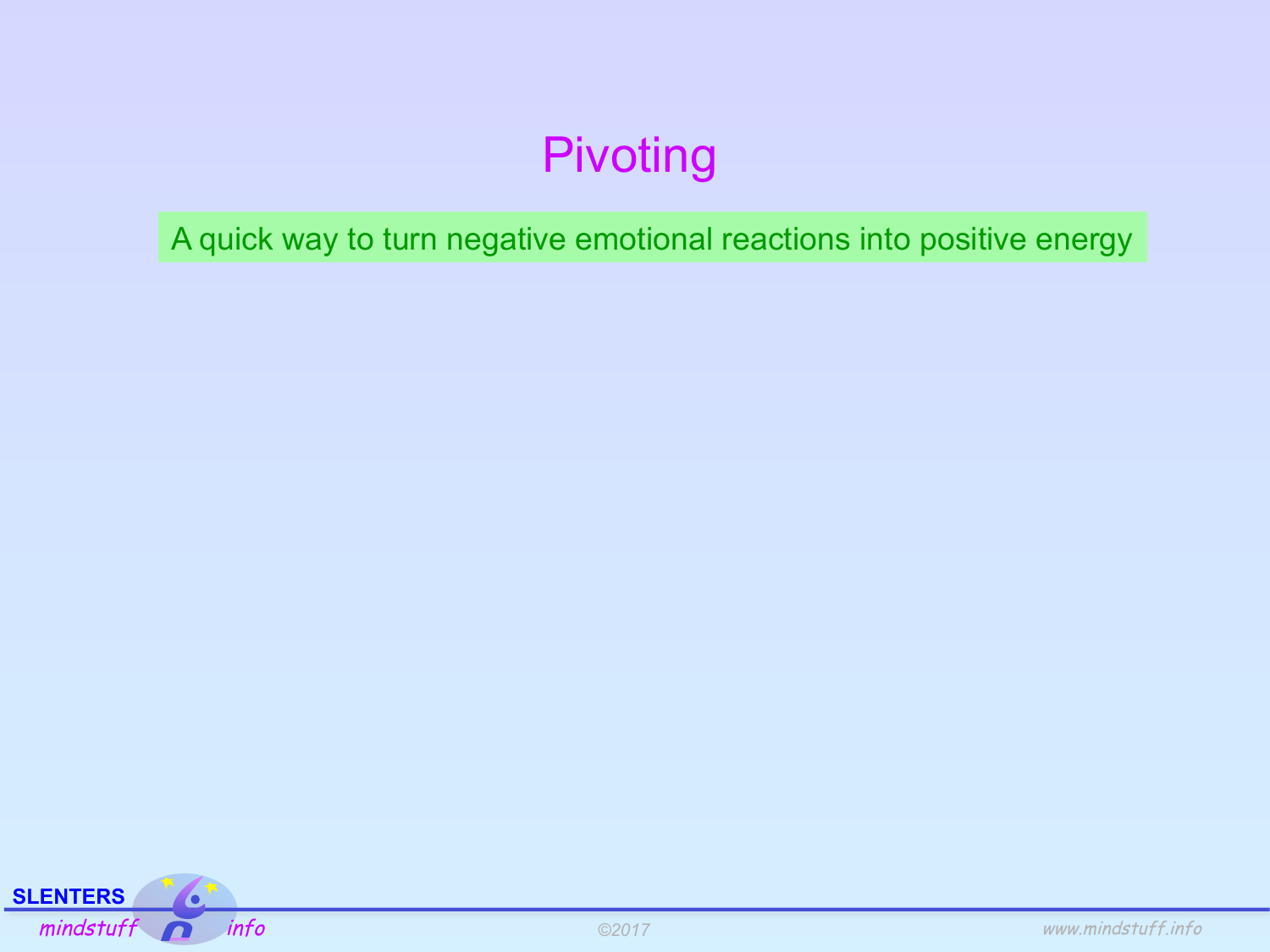# Pivoting

A quick way to turn negative emotional reactions into positive energy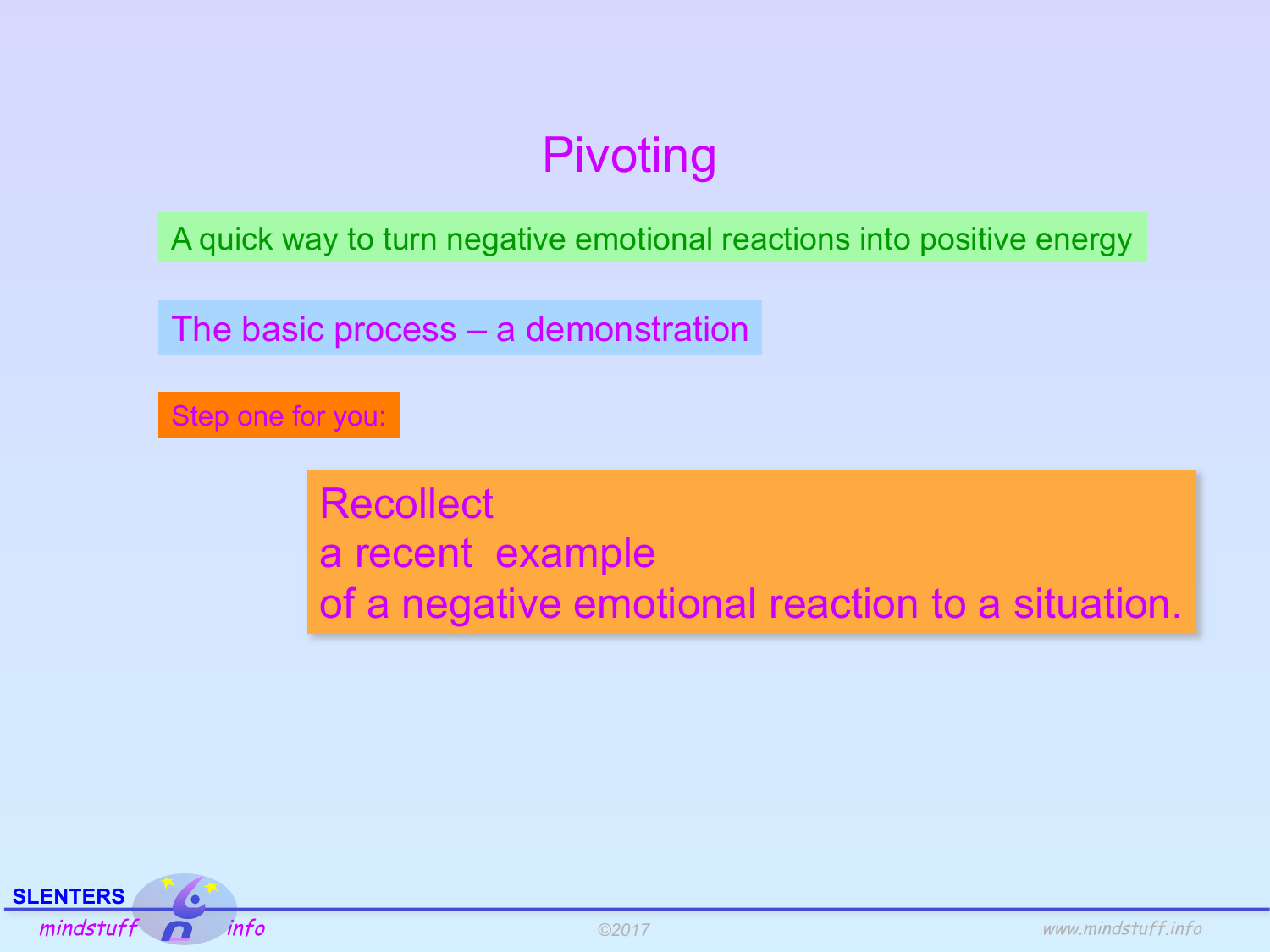# Pivoting

A quick way to turn negative emotional reactions into positive energy

The basic process – a demonstration

Step one for you:

Recollect
a recent example
of a negative emotional reaction to a situation.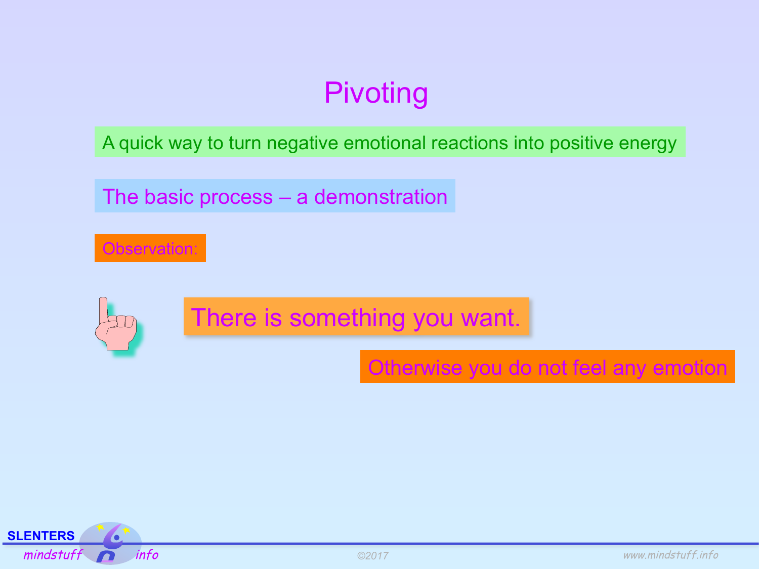# Pivoting

A quick way to turn negative emotional reactions into positive energy

## The basic process – a demonstration

Observation:

There is something you want.

Otherwise you do not feel any emotion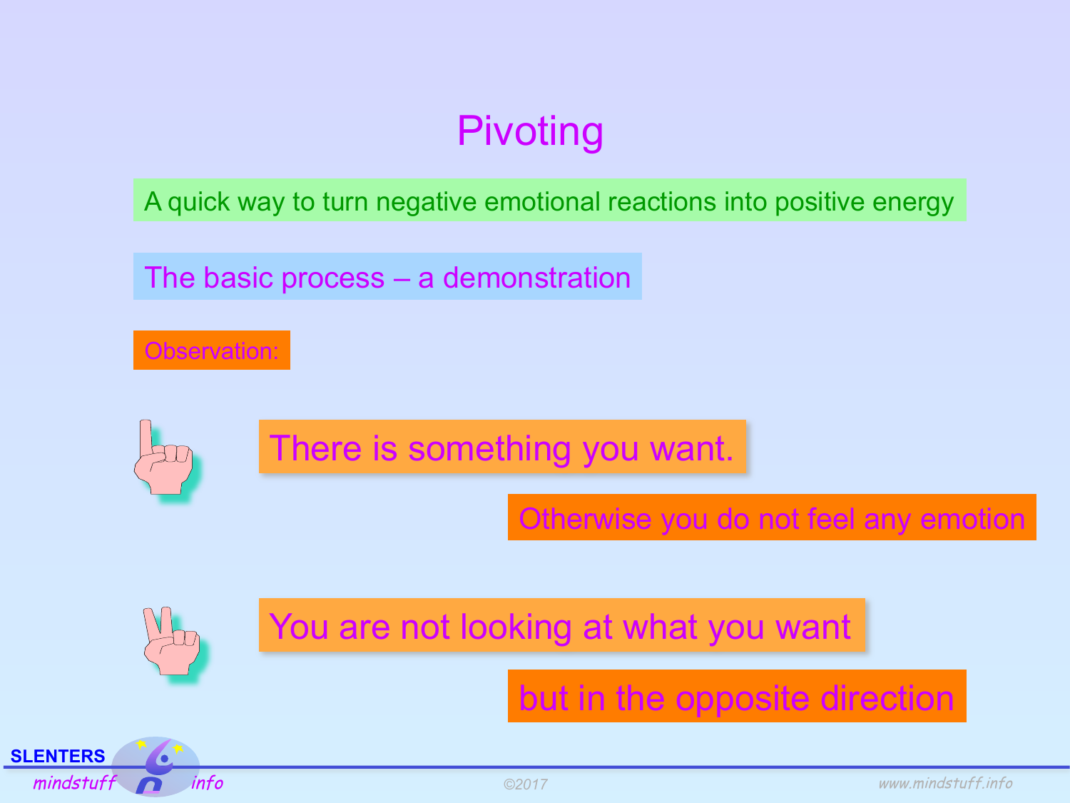# Pivoting

A quick way to turn negative emotional reactions into positive energy

The basic process – a demonstration

Observation:

1. There is something you want.

   Otherwise you do not feel any emotion

2. You are not looking at what you want

   but in the opposite direction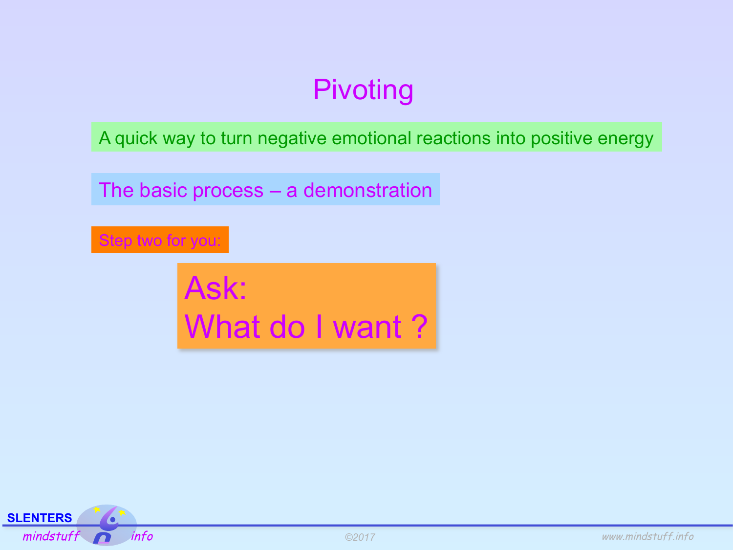# Pivoting

A quick way to turn negative emotional reactions into positive energy

The basic process – a demonstration

Step two for you:

## Ask:
## What do I want ?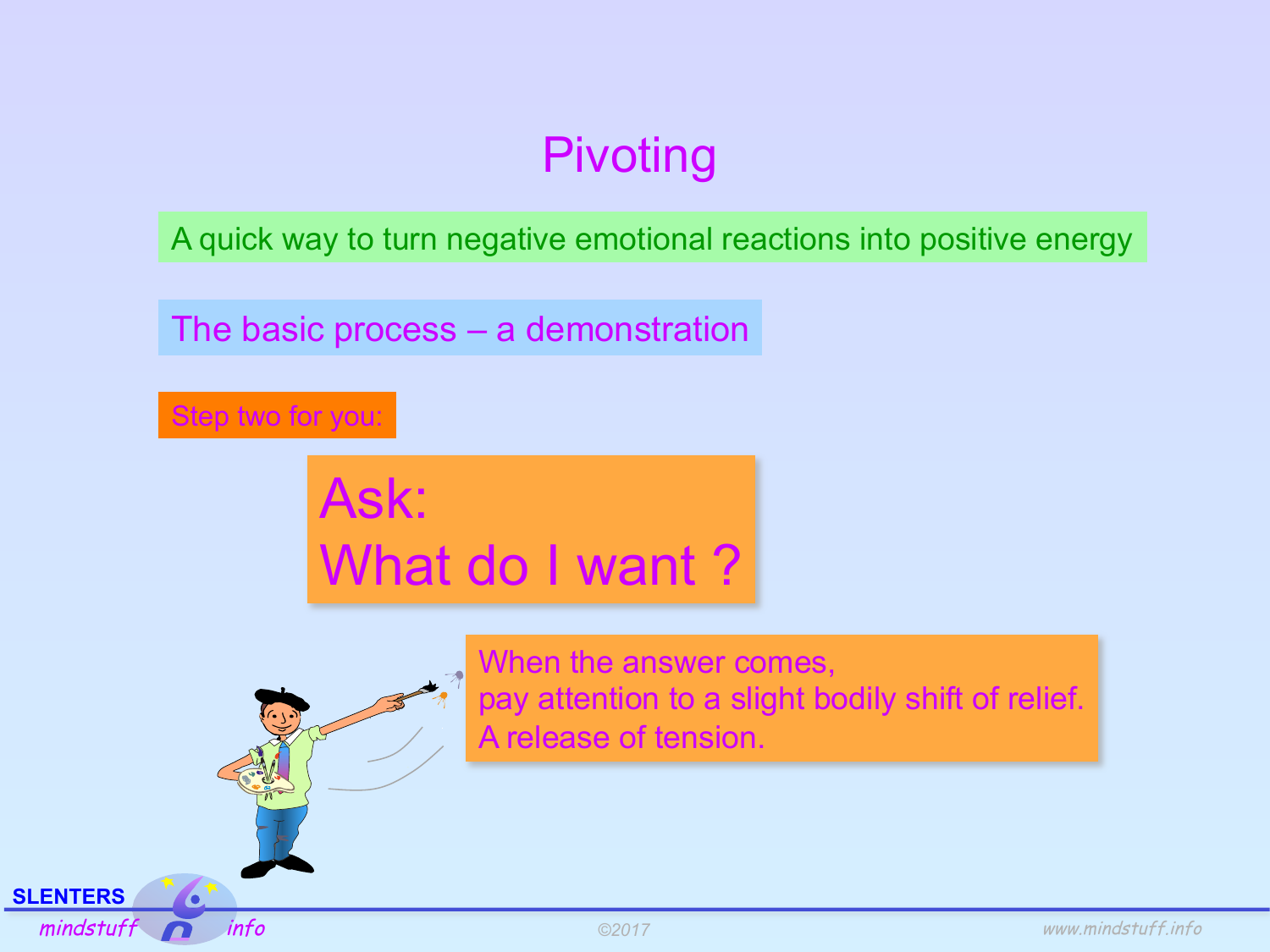# Pivoting

A quick way to turn negative emotional reactions into positive energy

The basic process – a demonstration

Step two for you:

## Ask:
## What do I want ?

When the answer comes,
pay attention to a slight bodily shift of relief.
A release of tension.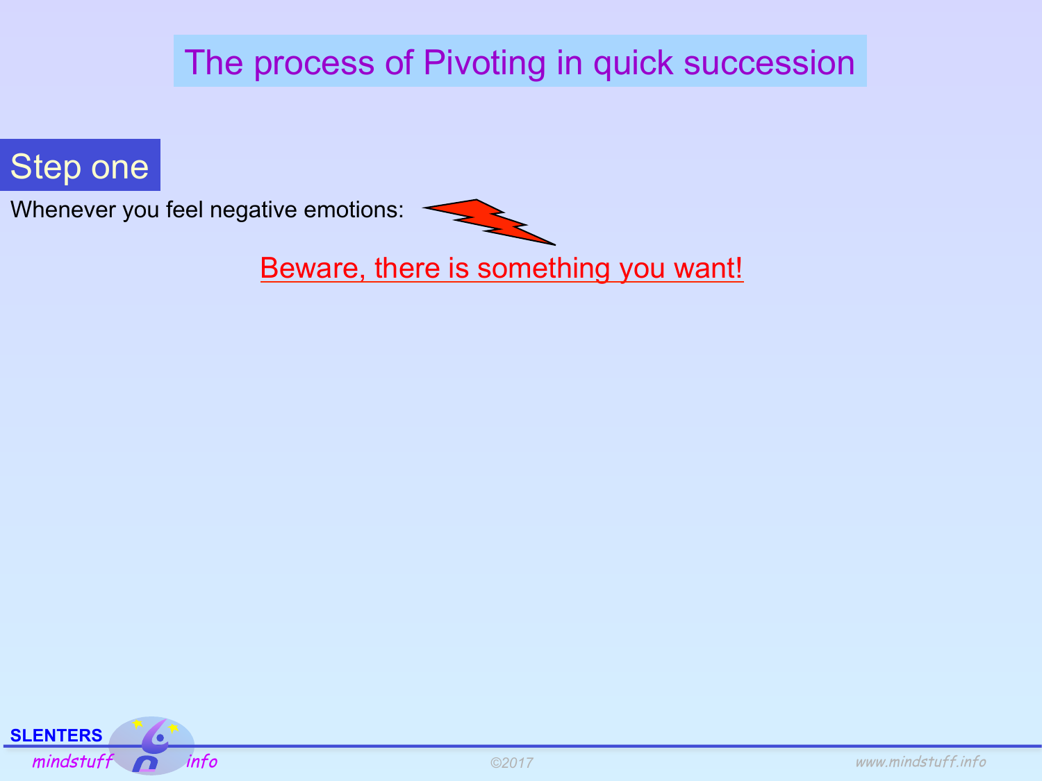# The process of Pivoting in quick succession

## Step one

Whenever you feel negative emotions:

Beware, there is something you want!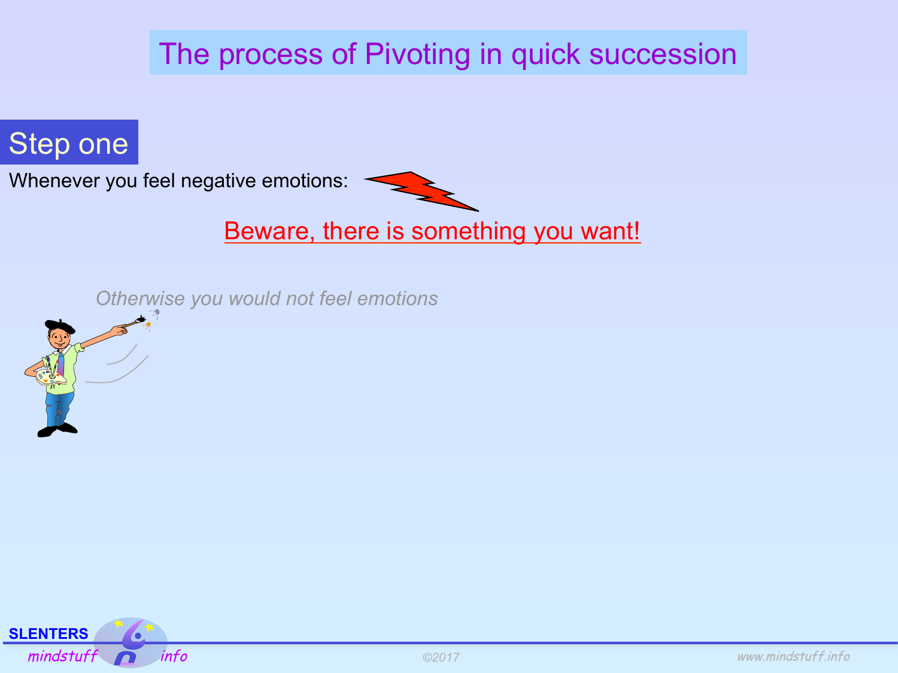# The process of Pivoting in quick succession

## Step one

Whenever you feel negative emotions:

Beware, there is something you want!

*Otherwise you would not feel emotions*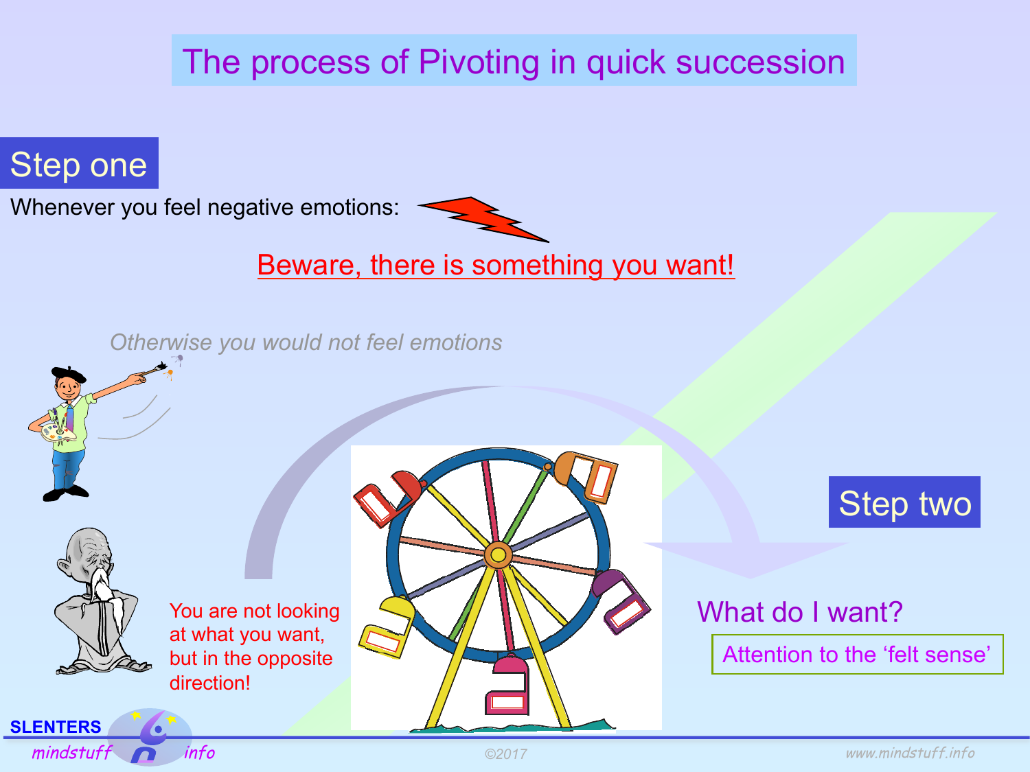# The process of Pivoting in quick succession

## Step one

Whenever you feel negative emotions:

Beware, there is something you want!

*Otherwise you would not feel emotions*

You are not looking at what you want, but in the opposite direction!

## Step two

What do I want?

Attention to the 'felt sense'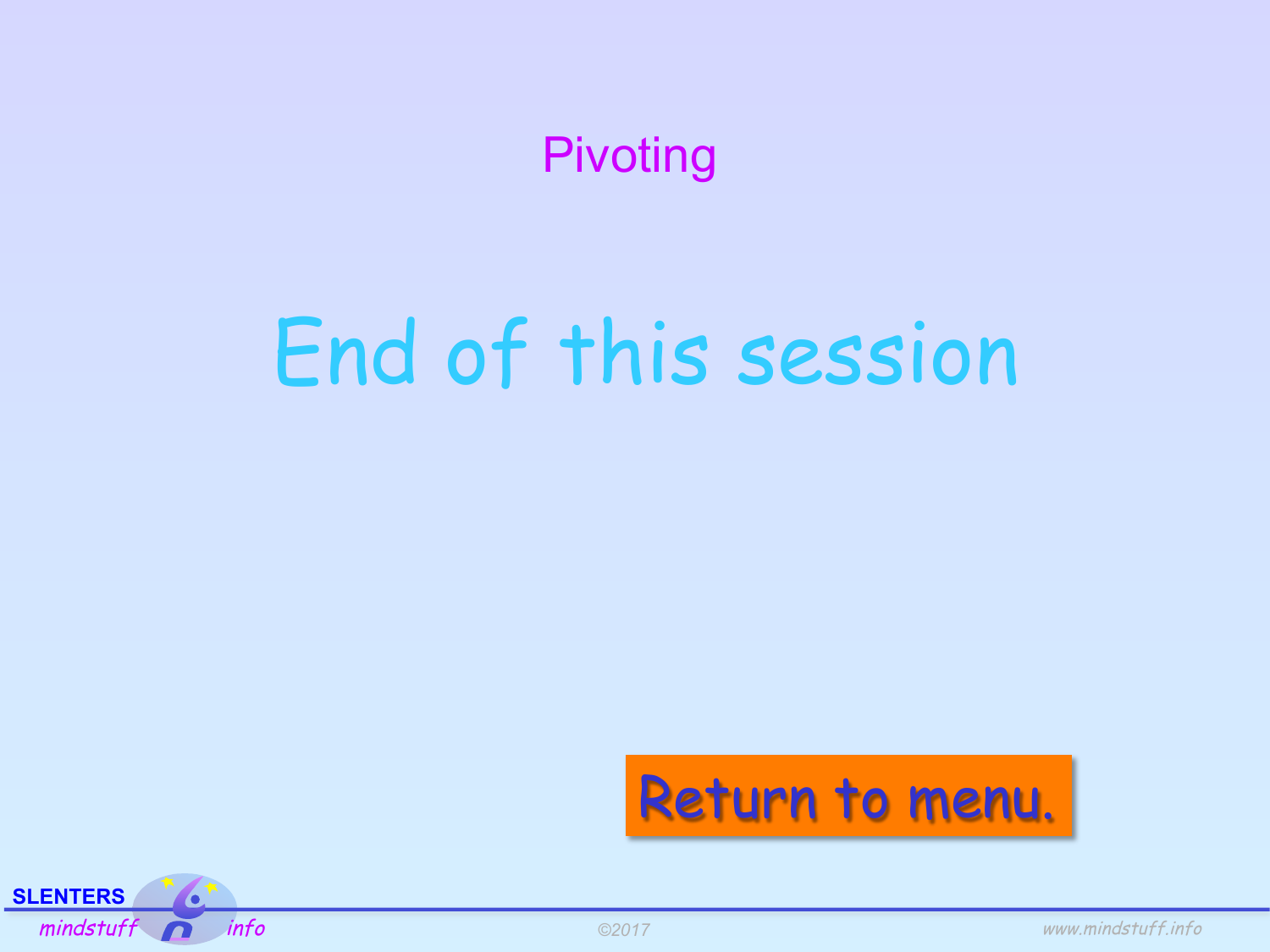Pivoting

# End of this session

Return to menu.